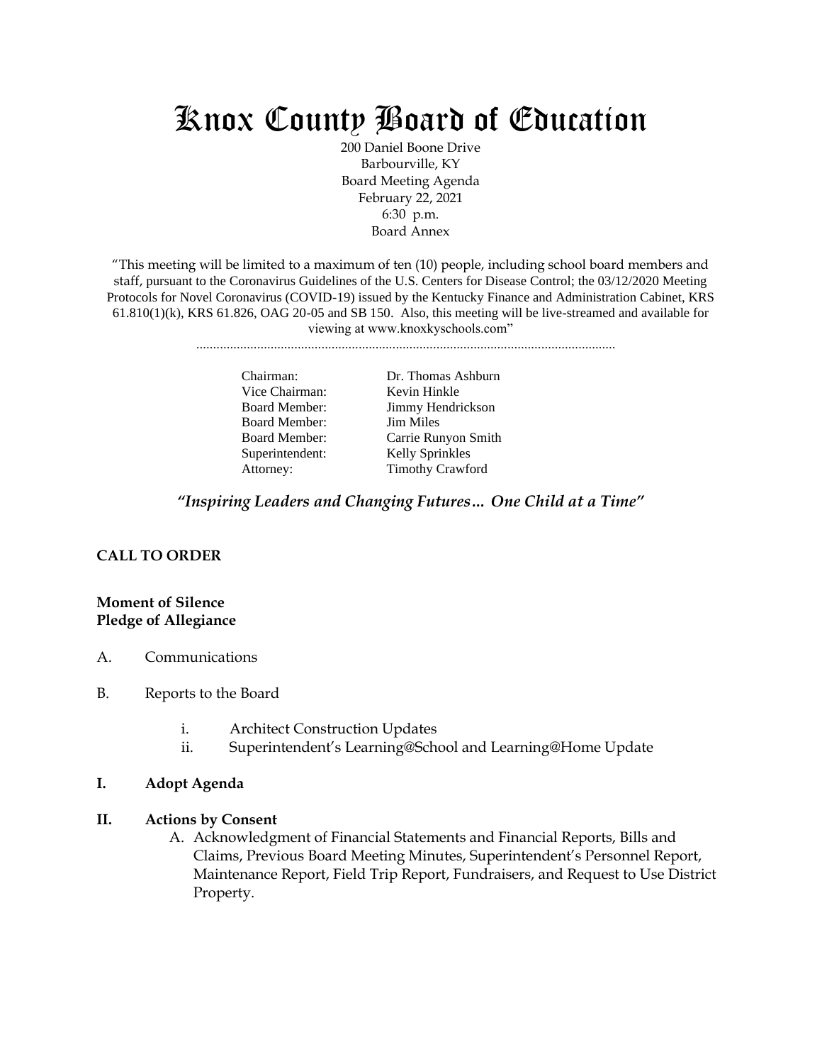# Knox County Board of Education

200 Daniel Boone Drive
Barbourville, KY
Board Meeting Agenda
February 22, 2021
6:30 p.m.
Board Annex

"This meeting will be limited to a maximum of ten (10) people, including school board members and staff, pursuant to the Coronavirus Guidelines of the U.S. Centers for Disease Control; the 03/12/2020 Meeting Protocols for Novel Coronavirus (COVID-19) issued by the Kentucky Finance and Administration Cabinet, KRS 61.810(1)(k), KRS 61.826, OAG 20-05 and SB 150. Also, this meeting will be live-streamed and available for viewing at www.knoxkyschools.com"

| | |
|---|---|
| Chairman: | Dr. Thomas Ashburn |
| Vice Chairman: | Kevin Hinkle |
| Board Member: | Jimmy Hendrickson |
| Board Member: | Jim Miles |
| Board Member: | Carrie Runyon Smith |
| Superintendent: | Kelly Sprinkles |
| Attorney: | Timothy Crawford |

*"Inspiring Leaders and Changing Futures… One Child at a Time"*

**CALL TO ORDER**

**Moment of Silence**
**Pledge of Allegiance**

A. Communications

B. Reports to the Board

  i. Architect Construction Updates
  ii. Superintendent's Learning@School and Learning@Home Update

**I. Adopt Agenda**

**II. Actions by Consent**

  A. Acknowledgment of Financial Statements and Financial Reports, Bills and Claims, Previous Board Meeting Minutes, Superintendent's Personnel Report, Maintenance Report, Field Trip Report, Fundraisers, and Request to Use District Property.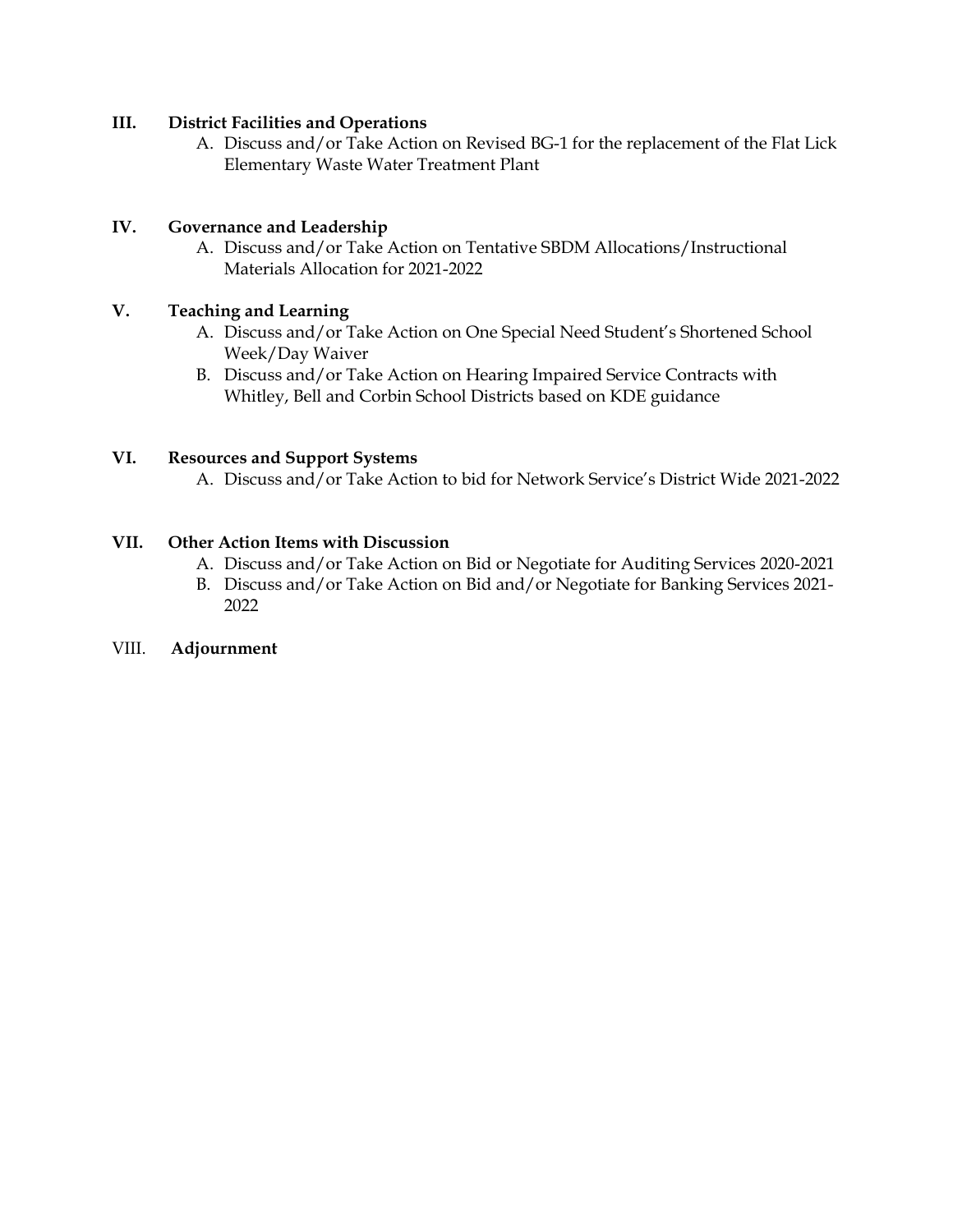**III. District Facilities and Operations**

A. Discuss and/or Take Action on Revised BG-1 for the replacement of the Flat Lick Elementary Waste Water Treatment Plant

**IV. Governance and Leadership**

A. Discuss and/or Take Action on Tentative SBDM Allocations/Instructional Materials Allocation for 2021-2022

**V. Teaching and Learning**

A. Discuss and/or Take Action on One Special Need Student's Shortened School Week/Day Waiver
B. Discuss and/or Take Action on Hearing Impaired Service Contracts with Whitley, Bell and Corbin School Districts based on KDE guidance

**VI. Resources and Support Systems**

A. Discuss and/or Take Action to bid for Network Service's District Wide 2021-2022

**VII. Other Action Items with Discussion**

A. Discuss and/or Take Action on Bid or Negotiate for Auditing Services 2020-2021
B. Discuss and/or Take Action on Bid and/or Negotiate for Banking Services 2021-2022

VIII. **Adjournment**